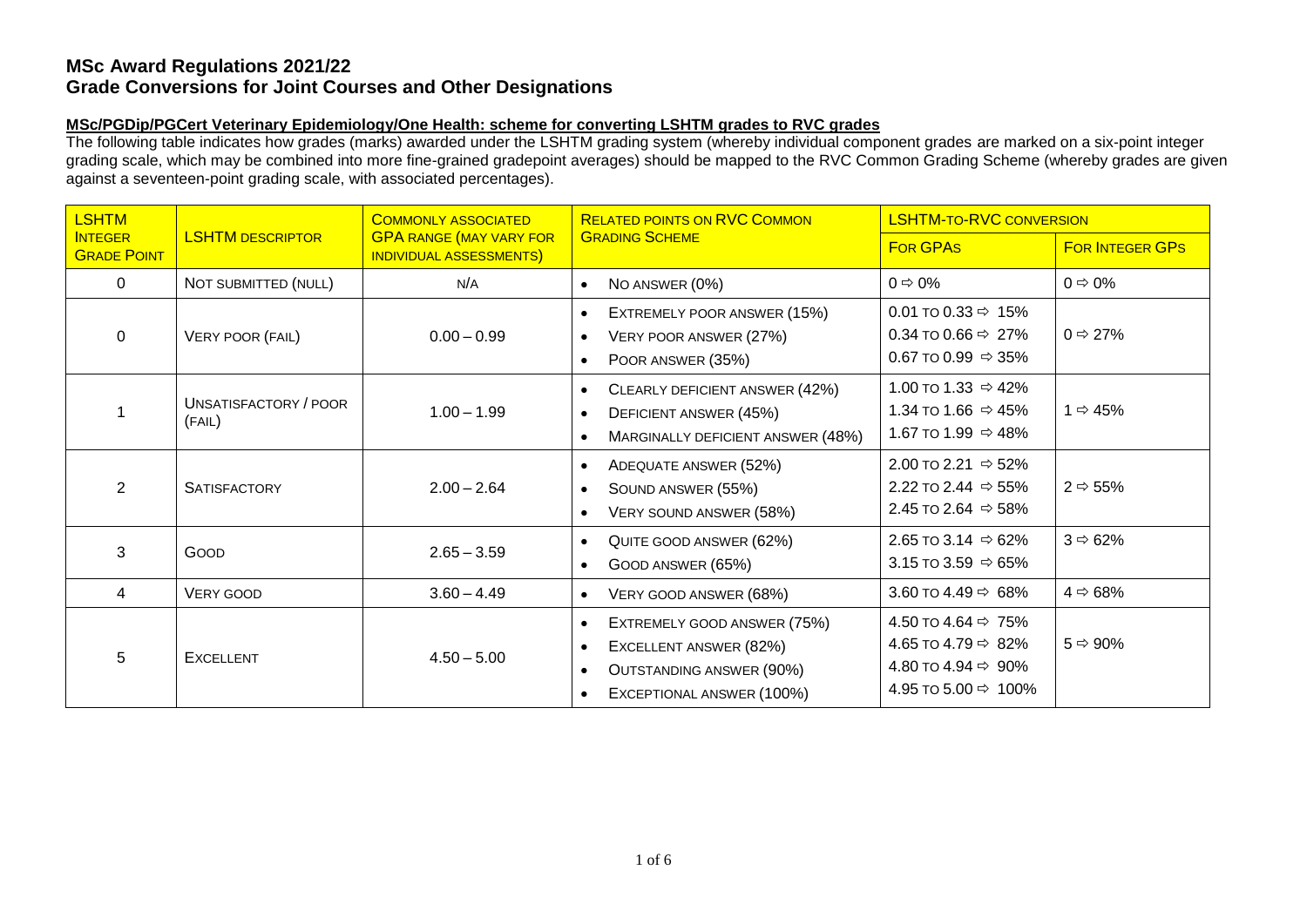# MSc Award Regulations 2021/22
# Grade Conversions for Joint Courses and Other Designations

**MSc/PGDip/PGCert Veterinary Epidemiology/One Health: scheme for converting LSHTM grades to RVC grades**

The following table indicates how grades (marks) awarded under the LSHTM grading system (whereby individual component grades are marked on a six-point integer grading scale, which may be combined into more fine-grained gradepoint averages) should be mapped to the RVC Common Grading Scheme (whereby grades are given against a seventeen-point grading scale, with associated percentages).

| LSHTM Integer Grade Point | LSHTM Descriptor | Commonly associated GPA range (may vary for individual assessments) | Related points on RVC Common Grading Scheme | LSHTM-to-RVC conversion | |
|---|---|---|---|---|---|
| | | | | For GPAs | For Integer GPs |
| 0 | Not submitted (null) | N/A | • No answer (0%) | 0 ⇨ 0% | 0 ⇨ 0% |
| 0 | Very poor (fail) | 0.00 – 0.99 | • Extremely poor answer (15%)<br>• Very poor answer (27%)<br>• Poor answer (35%) | 0.01 to 0.33 ⇨ 15%<br>0.34 to 0.66 ⇨ 27%<br>0.67 to 0.99 ⇨ 35% | 0 ⇨ 27% |
| 1 | Unsatisfactory / poor (fail) | 1.00 – 1.99 | • Clearly deficient answer (42%)<br>• Deficient answer (45%)<br>• Marginally deficient answer (48%) | 1.00 to 1.33 ⇨ 42%<br>1.34 to 1.66 ⇨ 45%<br>1.67 to 1.99 ⇨ 48% | 1 ⇨ 45% |
| 2 | Satisfactory | 2.00 – 2.64 | • Adequate answer (52%)<br>• Sound answer (55%)<br>• Very sound answer (58%) | 2.00 to 2.21 ⇨ 52%<br>2.22 to 2.44 ⇨ 55%<br>2.45 to 2.64 ⇨ 58% | 2 ⇨ 55% |
| 3 | Good | 2.65 – 3.59 | • Quite good answer (62%)<br>• Good answer (65%) | 2.65 to 3.14 ⇨ 62%<br>3.15 to 3.59 ⇨ 65% | 3 ⇨ 62% |
| 4 | Very good | 3.60 – 4.49 | • Very good answer (68%) | 3.60 to 4.49 ⇨ 68% | 4 ⇨ 68% |
| 5 | Excellent | 4.50 – 5.00 | • Extremely good answer (75%)<br>• Excellent answer (82%)<br>• Outstanding answer (90%)<br>• Exceptional answer (100%) | 4.50 to 4.64 ⇨ 75%<br>4.65 to 4.79 ⇨ 82%<br>4.80 to 4.94 ⇨ 90%<br>4.95 to 5.00 ⇨ 100% | 5 ⇨ 90% |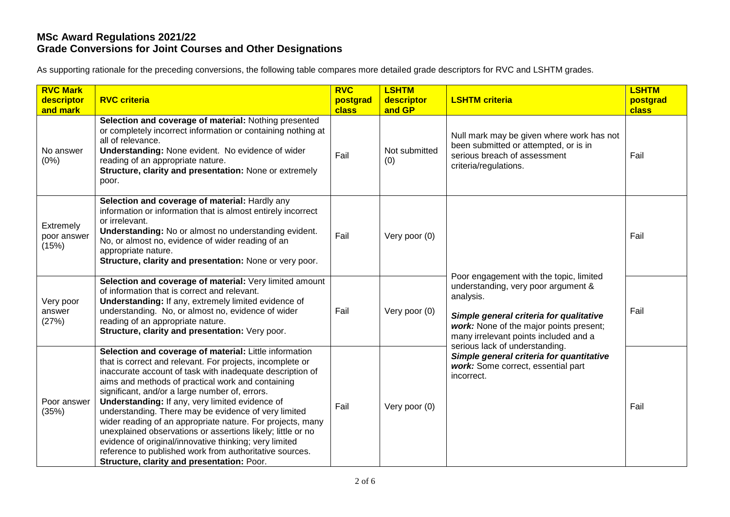## MSc Award Regulations 2021/22
## Grade Conversions for Joint Courses and Other Designations

As supporting rationale for the preceding conversions, the following table compares more detailed grade descriptors for RVC and LSHTM grades.

| RVC Mark descriptor and mark | RVC criteria | RVC postgrad class | LSHTM descriptor and GP | LSHTM criteria | LSHTM postgrad class |
|---|---|---|---|---|---|
| No answer (0%) | **Selection and coverage of material:** Nothing presented or completely incorrect information or containing nothing at all of relevance.<br>**Understanding:** None evident. No evidence of wider reading of an appropriate nature.<br>**Structure, clarity and presentation:** None or extremely poor. | Fail | Not submitted (0) | Null mark may be given where work has not been submitted or attempted, or is in serious breach of assessment criteria/regulations. | Fail |
| Extremely poor answer (15%) | **Selection and coverage of material:** Hardly any information or information that is almost entirely incorrect or irrelevant.<br>**Understanding:** No or almost no understanding evident. No, or almost no, evidence of wider reading of an appropriate nature.<br>**Structure, clarity and presentation:** None or very poor. | Fail | Very poor (0) | Poor engagement with the topic, limited understanding, very poor argument & analysis.<br>***Simple general criteria for qualitative work:*** None of the major points present; many irrelevant points included and a serious lack of understanding.<br>***Simple general criteria for quantitative work:*** Some correct, essential part incorrect. | Fail |
| Very poor answer (27%) | **Selection and coverage of material:** Very limited amount of information that is correct and relevant.<br>**Understanding:** If any, extremely limited evidence of understanding. No, or almost no, evidence of wider reading of an appropriate nature.<br>**Structure, clarity and presentation:** Very poor. | Fail | Very poor (0) | | Fail |
| Poor answer (35%) | **Selection and coverage of material:** Little information that is correct and relevant. For projects, incomplete or inaccurate account of task with inadequate description of aims and methods of practical work and containing significant, and/or a large number of, errors.<br>**Understanding:** If any, very limited evidence of understanding. There may be evidence of very limited wider reading of an appropriate nature. For projects, many unexplained observations or assertions likely; little or no evidence of original/innovative thinking; very limited reference to published work from authoritative sources.<br>**Structure, clarity and presentation:** Poor. | Fail | Very poor (0) | | Fail |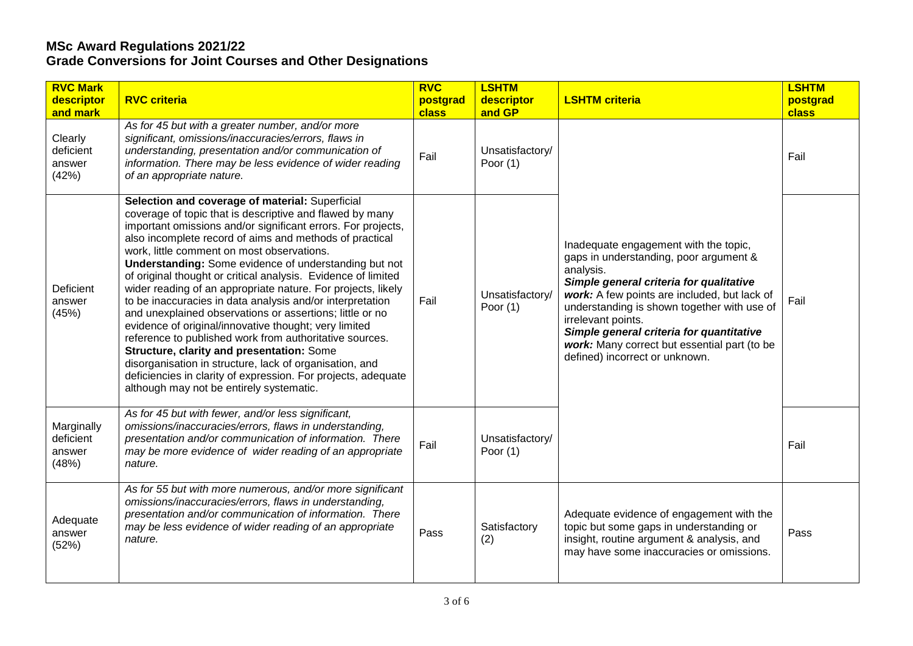# MSc Award Regulations 2021/22

## Grade Conversions for Joint Courses and Other Designations

| RVC Mark descriptor and mark | RVC criteria | RVC postgrad class | LSHTM descriptor and GP | LSHTM criteria | LSHTM postgrad class |
|---|---|---|---|---|---|
| Clearly deficient answer (42%) | *As for 45 but with a greater number, and/or more significant, omissions/inaccuracies/errors, flaws in understanding, presentation and/or communication of information. There may be less evidence of wider reading of an appropriate nature.* | Fail | Unsatisfactory/ Poor (1) | Inadequate engagement with the topic, gaps in understanding, poor argument & analysis. ***Simple general criteria for qualitative work:*** A few points are included, but lack of understanding is shown together with use of irrelevant points. ***Simple general criteria for quantitative work:*** Many correct but essential part (to be defined) incorrect or unknown. | Fail |
| Deficient answer (45%) | **Selection and coverage of material:** Superficial coverage of topic that is descriptive and flawed by many important omissions and/or significant errors. For projects, also incomplete record of aims and methods of practical work, little comment on most observations. **Understanding:** Some evidence of understanding but not of original thought or critical analysis. Evidence of limited wider reading of an appropriate nature. For projects, likely to be inaccuracies in data analysis and/or interpretation and unexplained observations or assertions; little or no evidence of original/innovative thought; very limited reference to published work from authoritative sources. **Structure, clarity and presentation:** Some disorganisation in structure, lack of organisation, and deficiencies in clarity of expression. For projects, adequate although may not be entirely systematic. | Fail | Unsatisfactory/ Poor (1) | | Fail |
| Marginally deficient answer (48%) | *As for 45 but with fewer, and/or less significant, omissions/inaccuracies/errors, flaws in understanding, presentation and/or communication of information. There may be more evidence of wider reading of an appropriate nature.* | Fail | Unsatisfactory/ Poor (1) | | Fail |
| Adequate answer (52%) | *As for 55 but with more numerous, and/or more significant omissions/inaccuracies/errors, flaws in understanding, presentation and/or communication of information. There may be less evidence of wider reading of an appropriate nature.* | Pass | Satisfactory (2) | Adequate evidence of engagement with the topic but some gaps in understanding or insight, routine argument & analysis, and may have some inaccuracies or omissions. | Pass |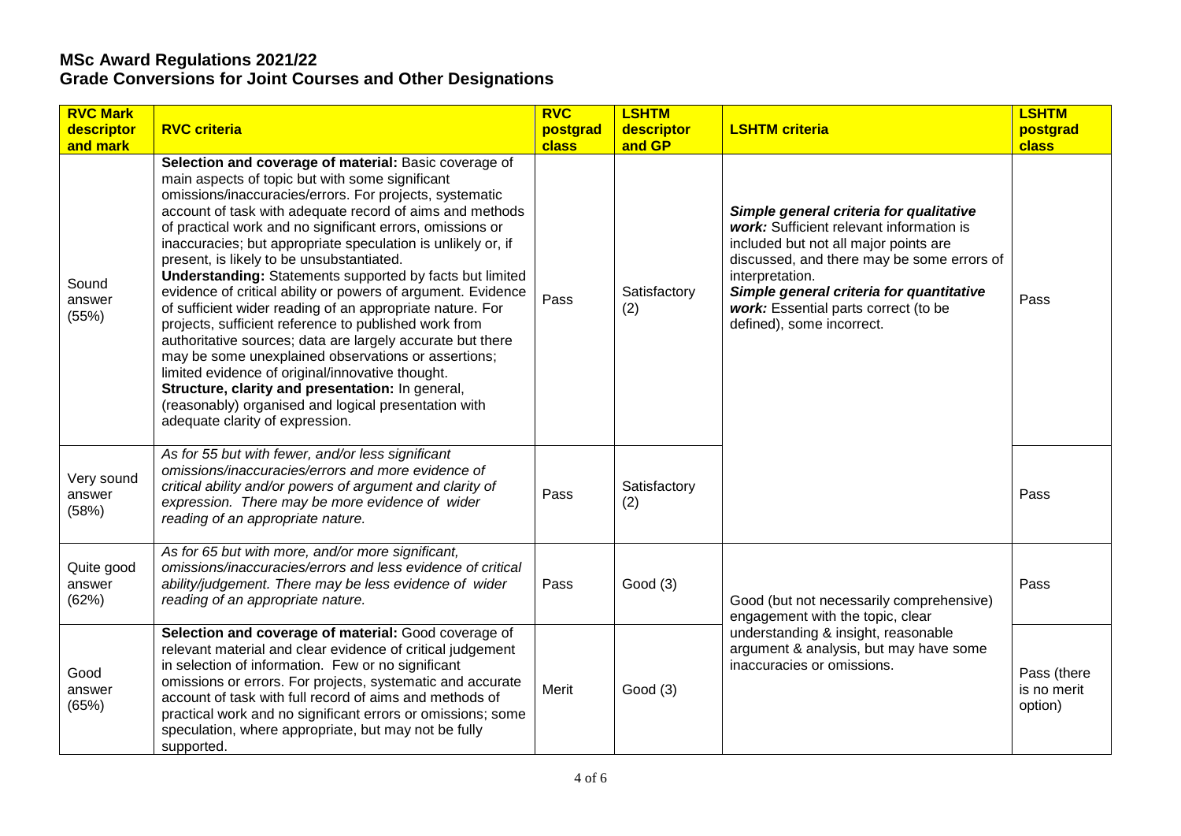# MSc Award Regulations 2021/22

## Grade Conversions for Joint Courses and Other Designations

| RVC Mark descriptor and mark | RVC criteria | RVC postgrad class | LSHTM descriptor and GP | LSHTM criteria | LSHTM postgrad class |
|---|---|---|---|---|---|
| Sound answer (55%) | **Selection and coverage of material:** Basic coverage of main aspects of topic but with some significant omissions/inaccuracies/errors. For projects, systematic account of task with adequate record of aims and methods of practical work and no significant errors, omissions or inaccuracies; but appropriate speculation is unlikely or, if present, is likely to be unsubstantiated. **Understanding:** Statements supported by facts but limited evidence of critical ability or powers of argument. Evidence of sufficient wider reading of an appropriate nature. For projects, sufficient reference to published work from authoritative sources; data are largely accurate but there may be some unexplained observations or assertions; limited evidence of original/innovative thought. **Structure, clarity and presentation:** In general, (reasonably) organised and logical presentation with adequate clarity of expression. | Pass | Satisfactory (2) | ***Simple general criteria for qualitative work:*** Sufficient relevant information is included but not all major points are discussed, and there may be some errors of interpretation. ***Simple general criteria for quantitative work:*** Essential parts correct (to be defined), some incorrect. | Pass |
| Very sound answer (58%) | *As for 55 but with fewer, and/or less significant omissions/inaccuracies/errors and more evidence of critical ability and/or powers of argument and clarity of expression. There may be more evidence of wider reading of an appropriate nature.* | Pass | Satisfactory (2) | | Pass |
| Quite good answer (62%) | *As for 65 but with more, and/or more significant, omissions/inaccuracies/errors and less evidence of critical ability/judgement. There may be less evidence of wider reading of an appropriate nature.* | Pass | Good (3) | Good (but not necessarily comprehensive) engagement with the topic, clear understanding & insight, reasonable argument & analysis, but may have some inaccuracies or omissions. | Pass |
| Good answer (65%) | **Selection and coverage of material:** Good coverage of relevant material and clear evidence of critical judgement in selection of information. Few or no significant omissions or errors. For projects, systematic and accurate account of task with full record of aims and methods of practical work and no significant errors or omissions; some speculation, where appropriate, but may not be fully supported. | Merit | Good (3) | | Pass (there is no merit option) |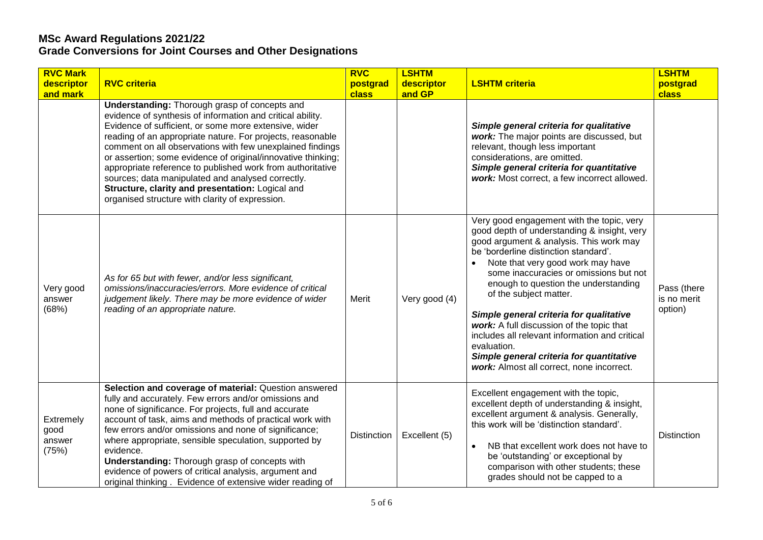# MSc Award Regulations 2021/22
## Grade Conversions for Joint Courses and Other Designations

| RVC Mark descriptor and mark | RVC criteria | RVC postgrad class | LSHTM descriptor and GP | LSHTM criteria | LSHTM postgrad class |
|---|---|---|---|---|---|
| | **Understanding:** Thorough grasp of concepts and evidence of synthesis of information and critical ability. Evidence of sufficient, or some more extensive, wider reading of an appropriate nature. For projects, reasonable comment on all observations with few unexplained findings or assertion; some evidence of original/innovative thinking; appropriate reference to published work from authoritative sources; data manipulated and analysed correctly. **Structure, clarity and presentation:** Logical and organised structure with clarity of expression. | | | ***Simple general criteria for qualitative work:*** The major points are discussed, but relevant, though less important considerations, are omitted. ***Simple general criteria for quantitative work:*** Most correct, a few incorrect allowed. | |
| Very good answer (68%) | *As for 65 but with fewer, and/or less significant, omissions/inaccuracies/errors. More evidence of critical judgement likely. There may be more evidence of wider reading of an appropriate nature.* | Merit | Very good (4) | Very good engagement with the topic, very good depth of understanding & insight, very good argument & analysis. This work may be 'borderline distinction standard'. <br>• Note that very good work may have some inaccuracies or omissions but not enough to question the understanding of the subject matter. <br><br>***Simple general criteria for qualitative work:*** A full discussion of the topic that includes all relevant information and critical evaluation. <br>***Simple general criteria for quantitative work:*** Almost all correct, none incorrect. | Pass (there is no merit option) |
| Extremely good answer (75%) | **Selection and coverage of material:** Question answered fully and accurately. Few errors and/or omissions and none of significance. For projects, full and accurate account of task, aims and methods of practical work with few errors and/or omissions and none of significance; where appropriate, sensible speculation, supported by evidence. <br>**Understanding:** Thorough grasp of concepts with evidence of powers of critical analysis, argument and original thinking . Evidence of extensive wider reading of | Distinction | Excellent (5) | Excellent engagement with the topic, excellent depth of understanding & insight, excellent argument & analysis. Generally, this work will be 'distinction standard'. <br>• NB that excellent work does not have to be 'outstanding' or exceptional by comparison with other students; these grades should not be capped to a | Distinction |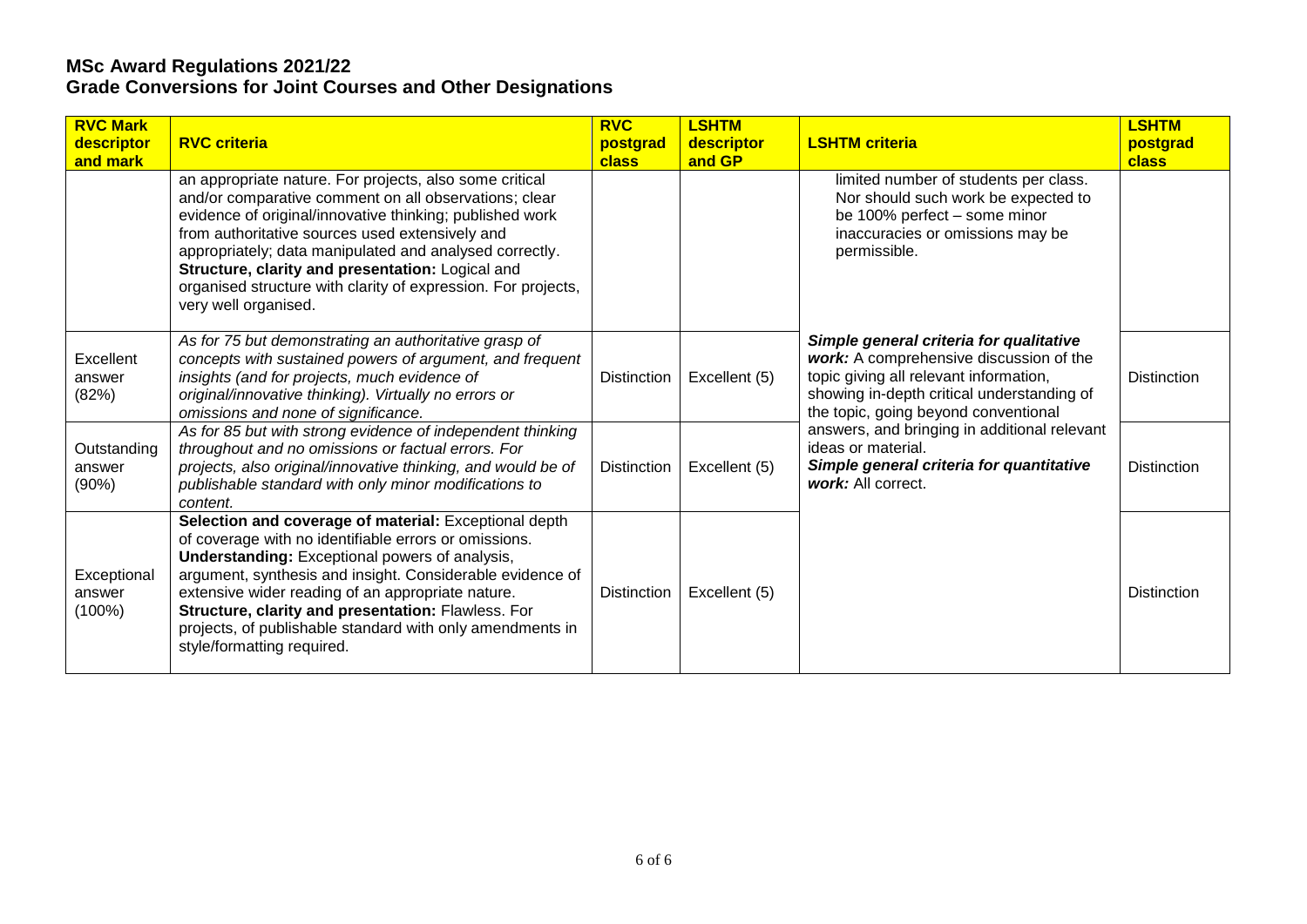# MSc Award Regulations 2021/22

## Grade Conversions for Joint Courses and Other Designations

| RVC Mark descriptor and mark | RVC criteria | RVC postgrad class | LSHTM descriptor and GP | LSHTM criteria | LSHTM postgrad class |
|---|---|---|---|---|---|
| | an appropriate nature. For projects, also some critical and/or comparative comment on all observations; clear evidence of original/innovative thinking; published work from authoritative sources used extensively and appropriately; data manipulated and analysed correctly. **Structure, clarity and presentation:** Logical and organised structure with clarity of expression. For projects, very well organised. | | | limited number of students per class. Nor should such work be expected to be 100% perfect – some minor inaccuracies or omissions may be permissible. | |
| Excellent answer (82%) | *As for 75 but demonstrating an authoritative grasp of concepts with sustained powers of argument, and frequent insights (and for projects, much evidence of original/innovative thinking). Virtually no errors or omissions and none of significance.* | Distinction | Excellent (5) | ***Simple general criteria for qualitative work:*** A comprehensive discussion of the topic giving all relevant information, showing in-depth critical understanding of the topic, going beyond conventional answers, and bringing in additional relevant ideas or material. ***Simple general criteria for quantitative work:*** All correct. | Distinction |
| Outstanding answer (90%) | *As for 85 but with strong evidence of independent thinking throughout and no omissions or factual errors. For projects, also original/innovative thinking, and would be of publishable standard with only minor modifications to content.* | Distinction | Excellent (5) | | Distinction |
| Exceptional answer (100%) | **Selection and coverage of material:** Exceptional depth of coverage with no identifiable errors or omissions. **Understanding:** Exceptional powers of analysis, argument, synthesis and insight. Considerable evidence of extensive wider reading of an appropriate nature. **Structure, clarity and presentation:** Flawless. For projects, of publishable standard with only amendments in style/formatting required. | Distinction | Excellent (5) | | Distinction |